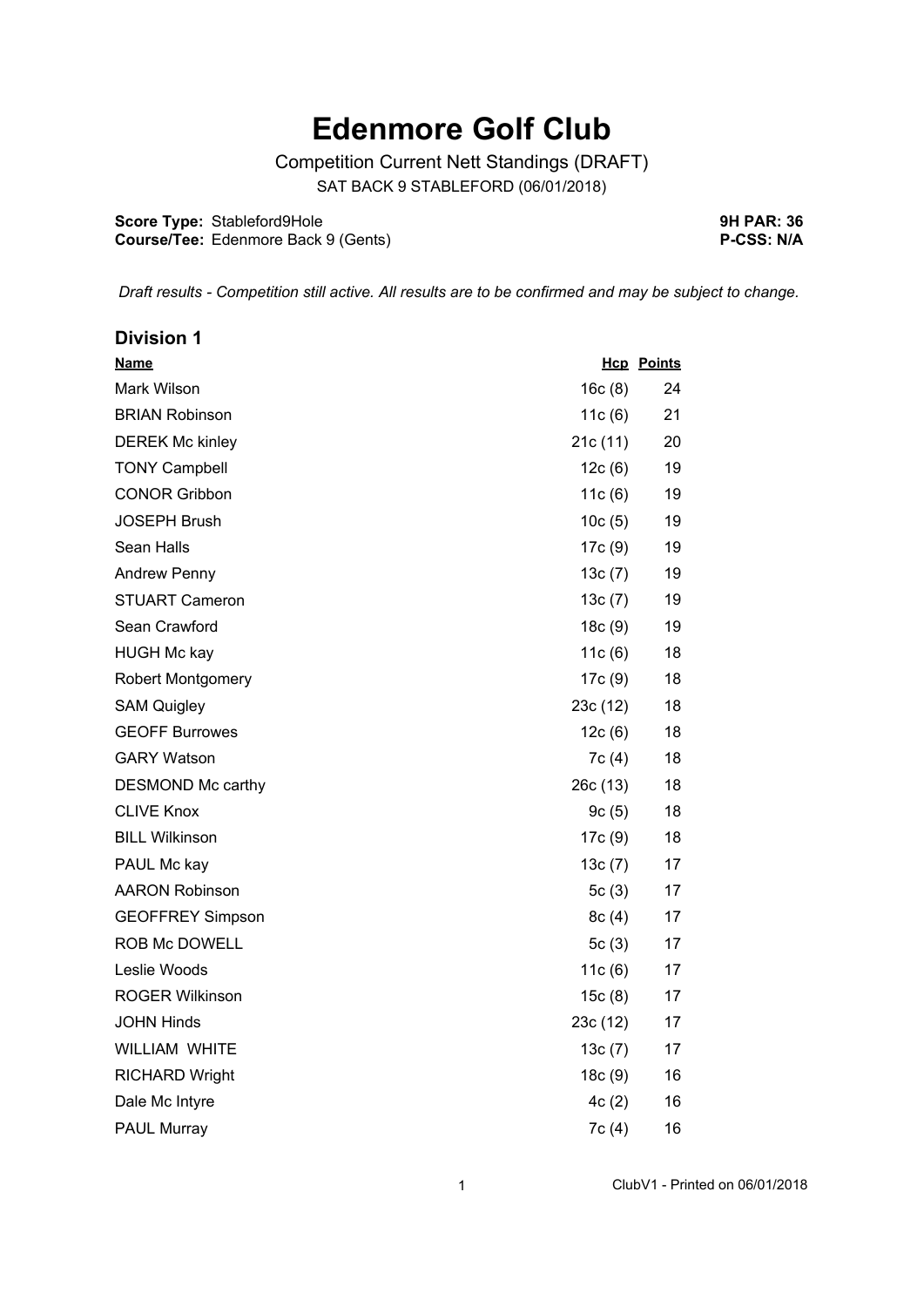# Edenmore Golf Club

Competition Current Nett Standings (DRAFT)

SAT BACK 9 STABLEFORD (06/01/2018)

**Score Type:** Stableford9Hole **9H PAR: 36**

**Course/Tee:** Edenmore Back 9 (Gents) **P-CSS: N/A**

*Draft results - Competition still active. All results are to be confirmed and may be subject to change.*

## Division 1

| Name | Hcp | Points |
|---|---|---|
| Mark Wilson | 16c (8) | 24 |
| BRIAN Robinson | 11c (6) | 21 |
| DEREK Mc kinley | 21c (11) | 20 |
| TONY Campbell | 12c (6) | 19 |
| CONOR Gribbon | 11c (6) | 19 |
| JOSEPH Brush | 10c (5) | 19 |
| Sean Halls | 17c (9) | 19 |
| Andrew Penny | 13c (7) | 19 |
| STUART Cameron | 13c (7) | 19 |
| Sean Crawford | 18c (9) | 19 |
| HUGH Mc kay | 11c (6) | 18 |
| Robert Montgomery | 17c (9) | 18 |
| SAM Quigley | 23c (12) | 18 |
| GEOFF Burrowes | 12c (6) | 18 |
| GARY Watson | 7c (4) | 18 |
| DESMOND Mc carthy | 26c (13) | 18 |
| CLIVE Knox | 9c (5) | 18 |
| BILL Wilkinson | 17c (9) | 18 |
| PAUL Mc kay | 13c (7) | 17 |
| AARON Robinson | 5c (3) | 17 |
| GEOFFREY Simpson | 8c (4) | 17 |
| ROB Mc DOWELL | 5c (3) | 17 |
| Leslie Woods | 11c (6) | 17 |
| ROGER Wilkinson | 15c (8) | 17 |
| JOHN Hinds | 23c (12) | 17 |
| WILLIAM WHITE | 13c (7) | 17 |
| RICHARD Wright | 18c (9) | 16 |
| Dale Mc Intyre | 4c (2) | 16 |
| PAUL Murray | 7c (4) | 16 |

ClubV1 - Printed on 06/01/2018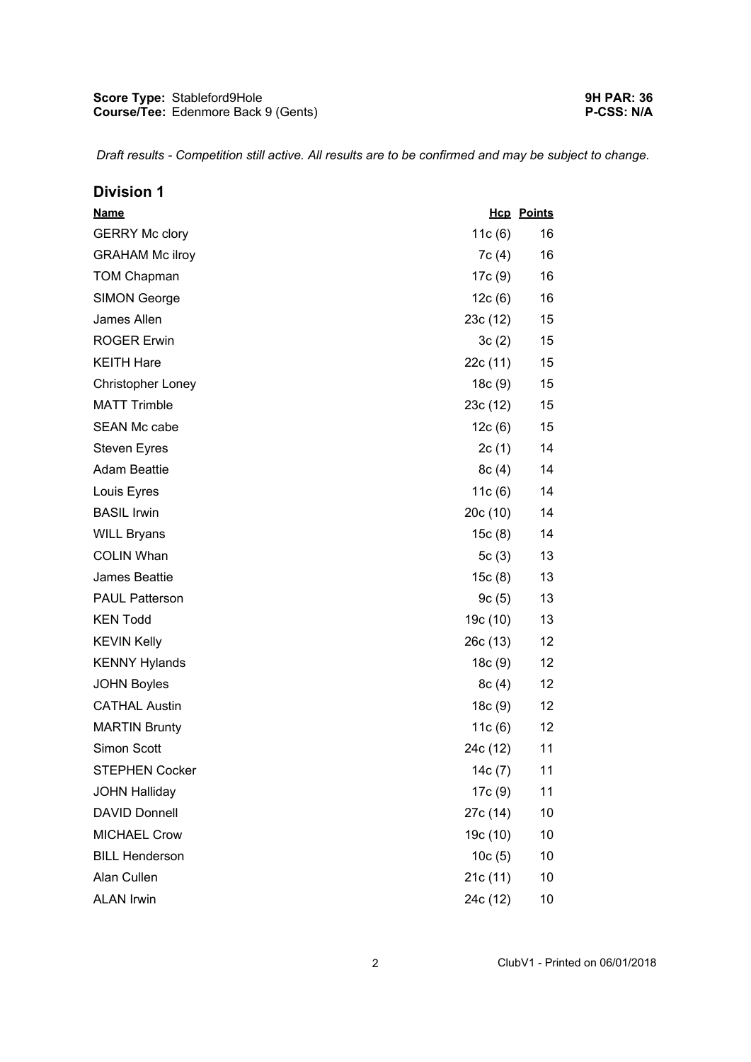**Score Type:** Stableford9Hole
**Course/Tee:** Edenmore Back 9 (Gents)

**9H PAR: 36**
**P-CSS: N/A**

*Draft results - Competition still active. All results are to be confirmed and may be subject to change.*

## Division 1

| Name | Hcp | Points |
|---|---|---|
| GERRY Mc clory | 11c (6) | 16 |
| GRAHAM Mc ilroy | 7c (4) | 16 |
| TOM Chapman | 17c (9) | 16 |
| SIMON George | 12c (6) | 16 |
| James Allen | 23c (12) | 15 |
| ROGER Erwin | 3c (2) | 15 |
| KEITH Hare | 22c (11) | 15 |
| Christopher Loney | 18c (9) | 15 |
| MATT Trimble | 23c (12) | 15 |
| SEAN Mc cabe | 12c (6) | 15 |
| Steven Eyres | 2c (1) | 14 |
| Adam Beattie | 8c (4) | 14 |
| Louis Eyres | 11c (6) | 14 |
| BASIL Irwin | 20c (10) | 14 |
| WILL Bryans | 15c (8) | 14 |
| COLIN Whan | 5c (3) | 13 |
| James Beattie | 15c (8) | 13 |
| PAUL Patterson | 9c (5) | 13 |
| KEN Todd | 19c (10) | 13 |
| KEVIN Kelly | 26c (13) | 12 |
| KENNY Hylands | 18c (9) | 12 |
| JOHN Boyles | 8c (4) | 12 |
| CATHAL Austin | 18c (9) | 12 |
| MARTIN Brunty | 11c (6) | 12 |
| Simon Scott | 24c (12) | 11 |
| STEPHEN Cocker | 14c (7) | 11 |
| JOHN Halliday | 17c (9) | 11 |
| DAVID Donnell | 27c (14) | 10 |
| MICHAEL Crow | 19c (10) | 10 |
| BILL Henderson | 10c (5) | 10 |
| Alan Cullen | 21c (11) | 10 |
| ALAN Irwin | 24c (12) | 10 |

ClubV1 - Printed on 06/01/2018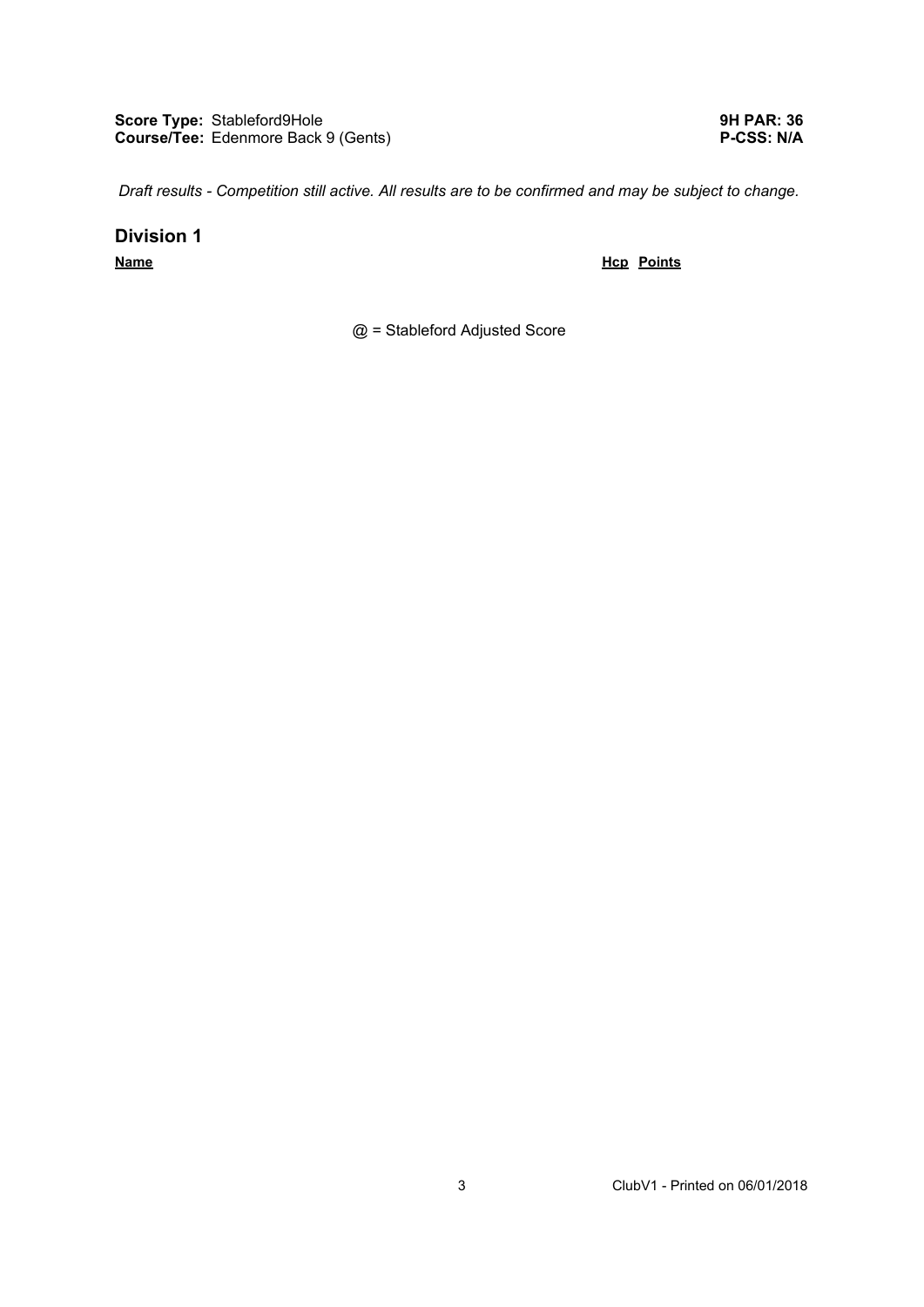**Score Type:** Stableford9Hole
**Course/Tee:** Edenmore Back 9 (Gents)

**9H PAR: 36**
**P-CSS: N/A**

*Draft results - Competition still active. All results are to be confirmed and may be subject to change.*

## Division 1

| Name | Hcp | Points |
| --- | --- | --- |

@ = Stableford Adjusted Score